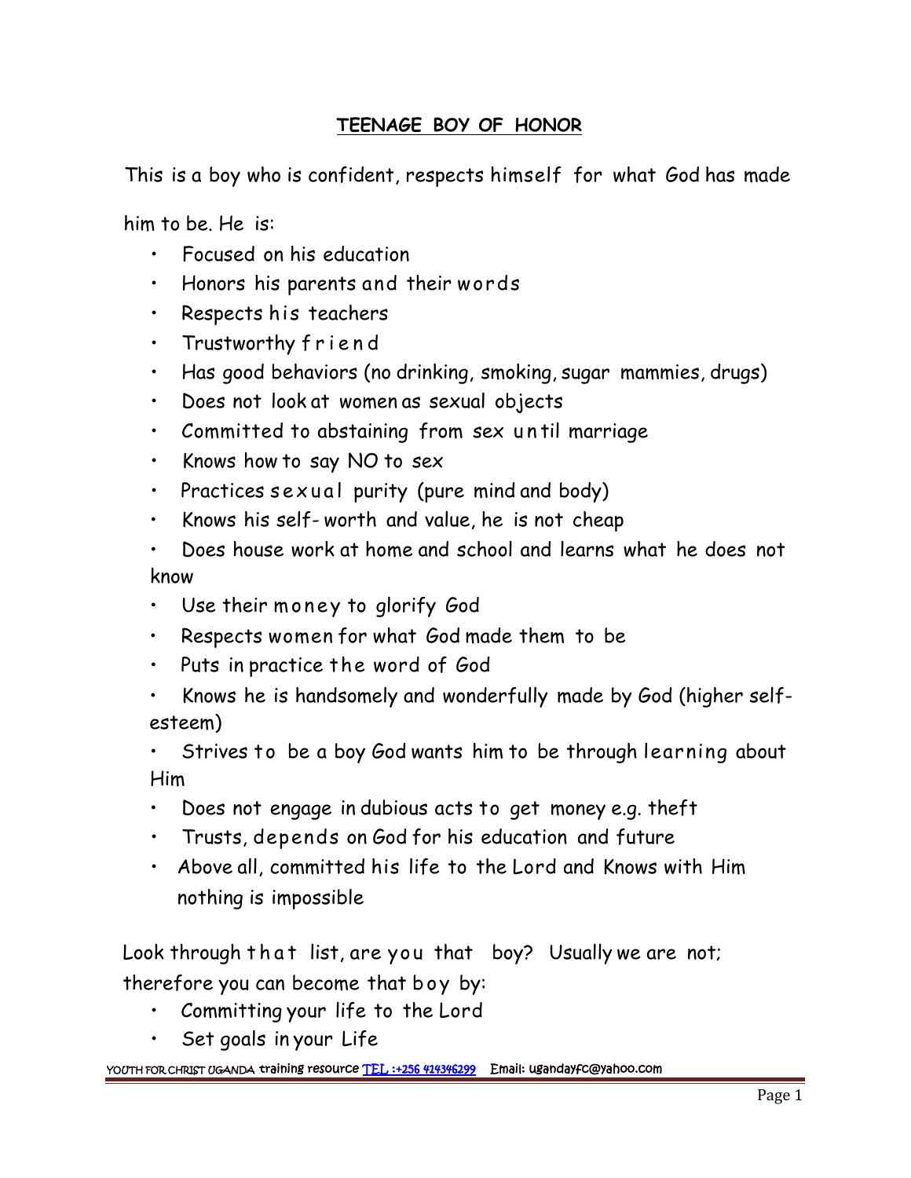# TEENAGE BOY OF HONOR

This is a boy who is confident, respects himself for what God has made him to be. He is:

- Focused on his education
- Honors his parents and their words
- Respects his teachers
- Trustworthy friend
- Has good behaviors (no drinking, smoking, sugar mammies, drugs)
- Does not look at women as sexual objects
- Committed to abstaining from sex until marriage
- Knows how to say NO to sex
- Practices sexual purity (pure mind and body)
- Knows his self-worth and value, he is not cheap
- Does house work at home and school and learns what he does not know
- Use their money to glorify God
- Respects women for what God made them to be
- Puts in practice the word of God
- Knows he is handsomely and wonderfully made by God (higher self-esteem)
- Strives to be a boy God wants him to be through learning about Him
- Does not engage in dubious acts to get money e.g. theft
- Trusts, depends on God for his education and future
- Above all, committed his life to the Lord and Knows with Him nothing is impossible

Look through that list, are you that boy? Usually we are not; therefore you can become that boy by:

- Committing your life to the Lord
- Set goals in your Life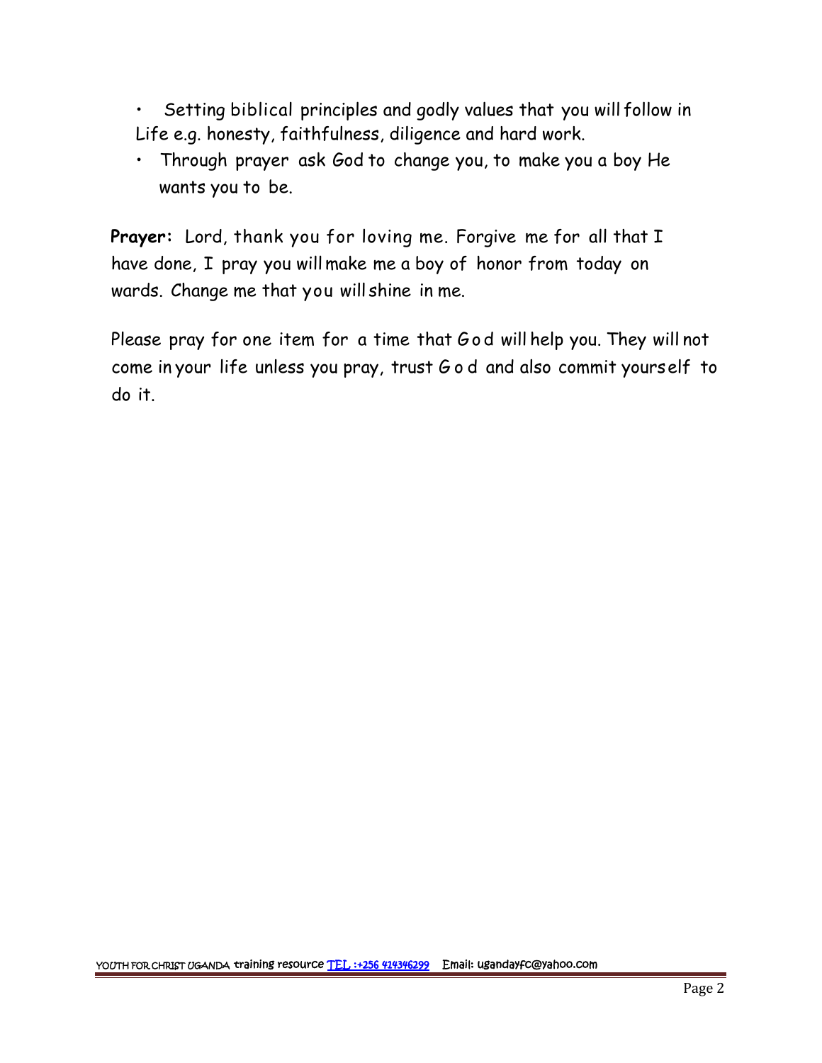- Setting biblical principles and godly values that you will follow in Life e.g. honesty, faithfulness, diligence and hard work.
- Through prayer ask God to change you, to make you a boy He wants you to be.

**Prayer:** Lord, thank you for loving me. Forgive me for all that I have done, I pray you will make me a boy of honor from today on wards. Change me that you will shine in me.

Please pray for one item for a time that God will help you. They will not come in your life unless you pray, trust God and also commit yourself to do it.